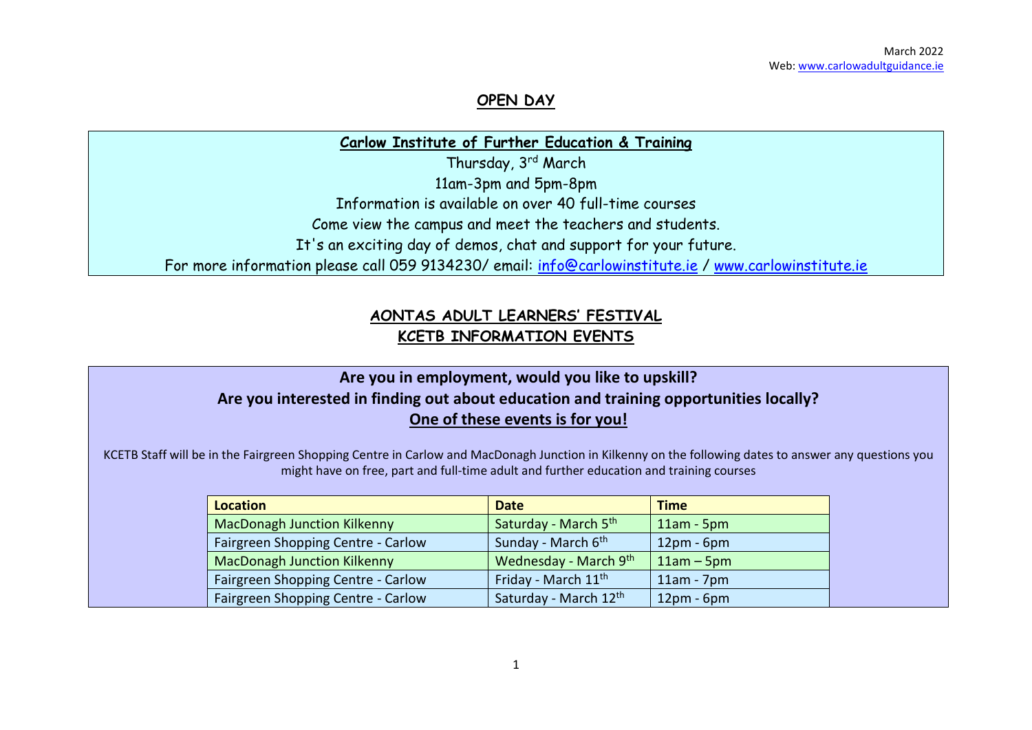March 2022
Web: www.carlowadultguidance.ie

# OPEN DAY

## Carlow Institute of Further Education & Training

Thursday, 3rd March

11am-3pm and 5pm-8pm

Information is available on over 40 full-time courses

Come view the campus and meet the teachers and students.

It's an exciting day of demos, chat and support for your future.

For more information please call 059 9134230/ email: info@carlowinstitute.ie / www.carlowinstitute.ie

## AONTAS ADULT LEARNERS' FESTIVAL
## KCETB INFORMATION EVENTS

**Are you in employment, would you like to upskill?**

**Are you interested in finding out about education and training opportunities locally?**

**One of these events is for you!**

KCETB Staff will be in the Fairgreen Shopping Centre in Carlow and MacDonagh Junction in Kilkenny on the following dates to answer any questions you might have on free, part and full-time adult and further education and training courses

| Location | Date | Time |
|---|---|---|
| MacDonagh Junction Kilkenny | Saturday - March 5th | 11am - 5pm |
| Fairgreen Shopping Centre - Carlow | Sunday - March 6th | 12pm - 6pm |
| MacDonagh Junction Kilkenny | Wednesday - March 9th | 11am – 5pm |
| Fairgreen Shopping Centre - Carlow | Friday - March 11th | 11am - 7pm |
| Fairgreen Shopping Centre - Carlow | Saturday - March 12th | 12pm - 6pm |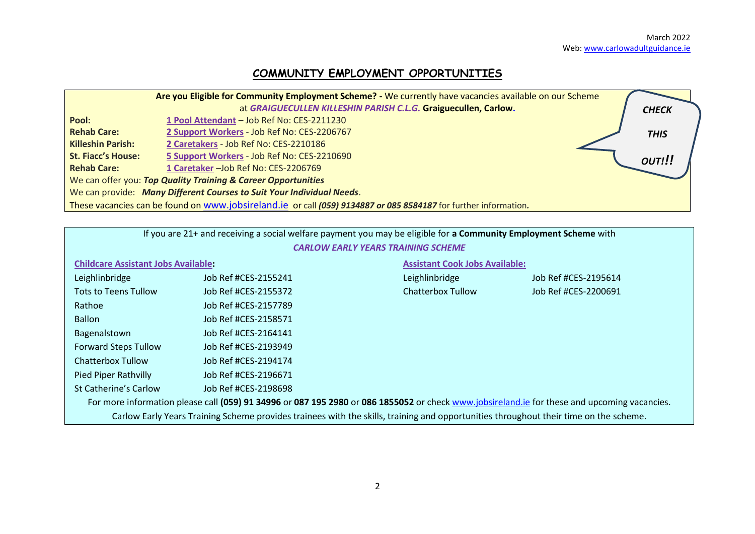March 2022
Web: www.carlowadultguidance.ie

# COMMUNITY EMPLOYMENT OPPORTUNITIES

**Are you Eligible for Community Employment Scheme? -** We currently have vacancies available on our Scheme at ***GRAIGUECULLEN KILLESHIN PARISH C.L.G.*** **Graiguecullen, Carlow.**

*CHECK THIS OUT!!*

| | |
|---|---|
| **Pool:** | **1 Pool Attendant** – Job Ref No: CES-2211230 |
| **Rehab Care:** | **2 Support Workers** - Job Ref No: CES-2206767 |
| **Killeshin Parish:** | **2 Caretakers** - Job Ref No: CES-2210186 |
| **St. Fiacc's House:** | **5 Support Workers** - Job Ref No: CES-2210690 |
| **Rehab Care:** | **1 Caretaker** –Job Ref No: CES-2206769 |

We can offer you: ***Top Quality Training & Career Opportunities***

We can provide: ***Many Different Courses to Suit Your Individual Needs***.

These vacancies can be found on www.jobsireland.ie or call ***(059) 9134887 or 085 8584187*** for further information**.**

---

If you are 21+ and receiving a social welfare payment you may be eligible for **a Community Employment Scheme** with

***CARLOW EARLY YEARS TRAINING SCHEME***

**Childcare Assistant Jobs Available:**

| | |
|---|---|
| Leighlinbridge | Job Ref #CES-2155241 |
| Tots to Teens Tullow | Job Ref #CES-2155372 |
| Rathoe | Job Ref #CES-2157789 |
| Ballon | Job Ref #CES-2158571 |
| Bagenalstown | Job Ref #CES-2164141 |
| Forward Steps Tullow | Job Ref #CES-2193949 |
| Chatterbox Tullow | Job Ref #CES-2194174 |
| Pied Piper Rathvilly | Job Ref #CES-2196671 |
| St Catherine's Carlow | Job Ref #CES-2198698 |

**Assistant Cook Jobs Available:**

| | |
|---|---|
| Leighlinbridge | Job Ref #CES-2195614 |
| Chatterbox Tullow | Job Ref #CES-2200691 |

For more information please call **(059) 91 34996** or **087 195 2980** or **086 1855052** or check www.jobsireland.ie for these and upcoming vacancies.

Carlow Early Years Training Scheme provides trainees with the skills, training and opportunities throughout their time on the scheme.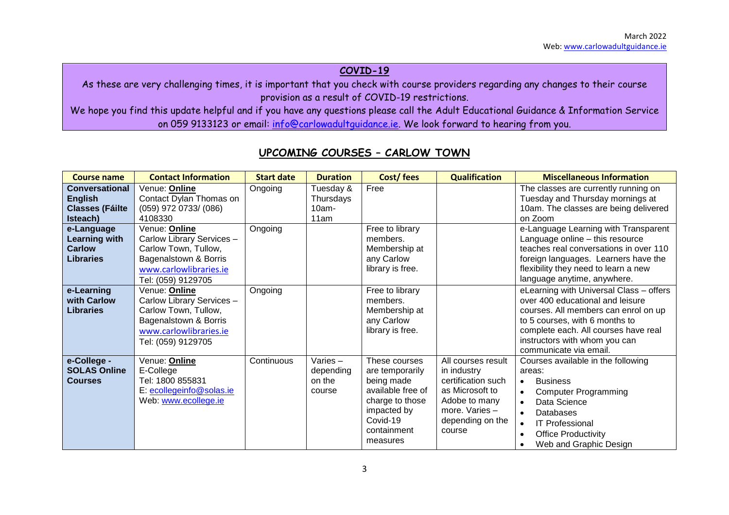March 2022
Web: www.carlowadultguidance.ie

**COVID-19**

As these are very challenging times, it is important that you check with course providers regarding any changes to their course provision as a result of COVID-19 restrictions.

We hope you find this update helpful and if you have any questions please call the Adult Educational Guidance & Information Service on 059 9133123 or email: info@carlowadultguidance.ie. We look forward to hearing from you.

## UPCOMING COURSES – CARLOW TOWN

| Course name | Contact Information | Start date | Duration | Cost/ fees | Qualification | Miscellaneous Information |
|---|---|---|---|---|---|---|
| **Conversational English Classes (Fáilte Isteach)** | Venue: **Online**<br>Contact Dylan Thomas on (059) 972 0733/ (086) 4108330 | Ongoing | Tuesday & Thursdays 10am-11am | Free | | The classes are currently running on Tuesday and Thursday mornings at 10am. The classes are being delivered on Zoom |
| **e-Language Learning with Carlow Libraries** | Venue: **Online**<br>Carlow Library Services – Carlow Town, Tullow, Bagenalstown & Borris<br>www.carlowlibraries.ie<br>Tel: (059) 9129705 | Ongoing | | Free to library members. Membership at any Carlow library is free. | | e-Language Learning with Transparent Language online – this resource teaches real conversations in over 110 foreign languages. Learners have the flexibility they need to learn a new language anytime, anywhere. |
| **e-Learning with Carlow Libraries** | Venue: **Online**<br>Carlow Library Services – Carlow Town, Tullow, Bagenalstown & Borris<br>www.carlowlibraries.ie<br>Tel: (059) 9129705 | Ongoing | | Free to library members. Membership at any Carlow library is free. | | eLearning with Universal Class – offers over 400 educational and leisure courses. All members can enrol on up to 5 courses, with 6 months to complete each. All courses have real instructors with whom you can communicate via email. |
| **e-College - SOLAS Online Courses** | Venue: **Online**<br>E-College<br>Tel: 1800 855831<br>E: ecollegeinfo@solas.ie<br>Web: www.ecollege.ie | Continuous | Varies – depending on the course | These courses are temporarily being made available free of charge to those impacted by Covid-19 containment measures | All courses result in industry certification such as Microsoft to Adobe to many more. Varies – depending on the course | Courses available in the following areas:<br>• Business<br>• Computer Programming<br>• Data Science<br>• Databases<br>• IT Professional<br>• Office Productivity<br>• Web and Graphic Design |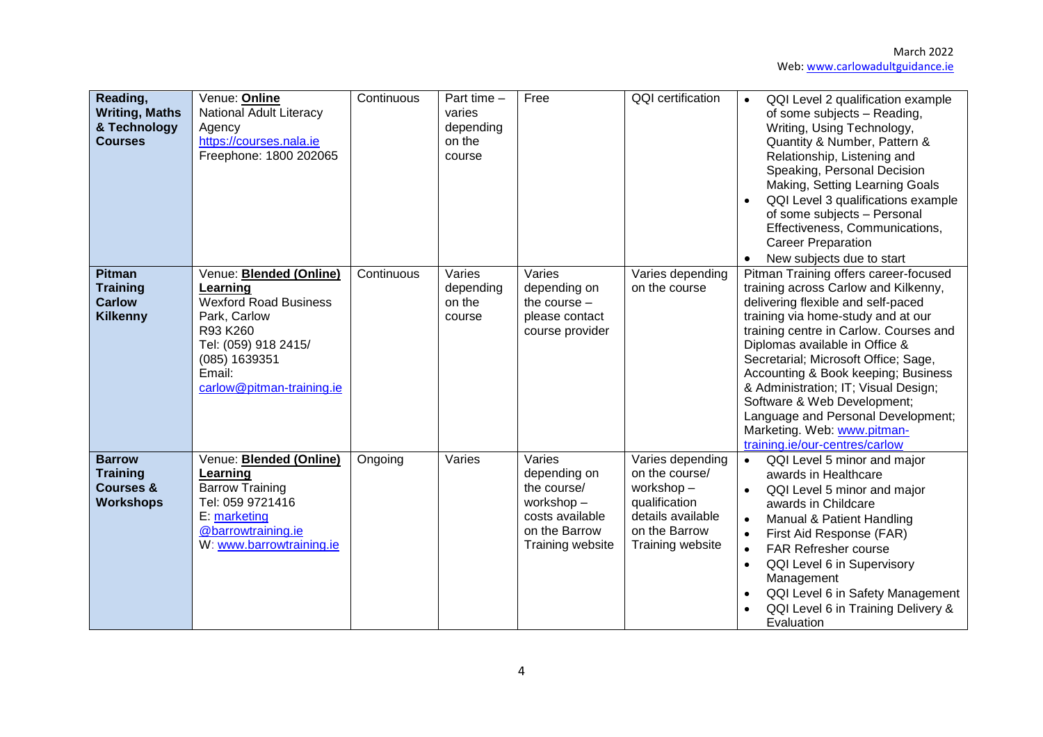| | | | | | | |
|---|---|---|---|---|---|---|
| **Reading, Writing, Maths & Technology Courses** | Venue: **Online**<br>National Adult Literacy Agency<br>https://courses.nala.ie<br>Freephone: 1800 202065 | Continuous | Part time – varies depending on the course | Free | QQI certification | • QQI Level 2 qualification example of some subjects – Reading, Writing, Using Technology, Quantity & Number, Pattern & Relationship, Listening and Speaking, Personal Decision Making, Setting Learning Goals<br>• QQI Level 3 qualifications example of some subjects – Personal Effectiveness, Communications, Career Preparation<br>• New subjects due to start |
| **Pitman Training Carlow Kilkenny** | Venue: **Blended (Online) Learning**<br>Wexford Road Business Park, Carlow<br>R93 K260<br>Tel: (059) 918 2415/ (085) 1639351<br>Email: carlow@pitman-training.ie | Continuous | Varies depending on the course | Varies depending on the course – please contact course provider | Varies depending on the course | Pitman Training offers career-focused training across Carlow and Kilkenny, delivering flexible and self-paced training via home-study and at our training centre in Carlow. Courses and Diplomas available in Office & Secretarial; Microsoft Office; Sage, Accounting & Book keeping; Business & Administration; IT; Visual Design; Software & Web Development; Language and Personal Development; Marketing. Web: www.pitman-training.ie/our-centres/carlow |
| **Barrow Training Courses & Workshops** | Venue: **Blended (Online) Learning**<br>Barrow Training<br>Tel: 059 9721416<br>E: marketing @barrowtraining.ie<br>W: www.barrowtraining.ie | Ongoing | Varies | Varies depending on the course/ workshop – costs available on the Barrow Training website | Varies depending on the course/ workshop – qualification details available on the Barrow Training website | • QQI Level 5 minor and major awards in Healthcare<br>• QQI Level 5 minor and major awards in Childcare<br>• Manual & Patient Handling<br>• First Aid Response (FAR)<br>• FAR Refresher course<br>• QQI Level 6 in Supervisory Management<br>• QQI Level 6 in Safety Management<br>• QQI Level 6 in Training Delivery & Evaluation |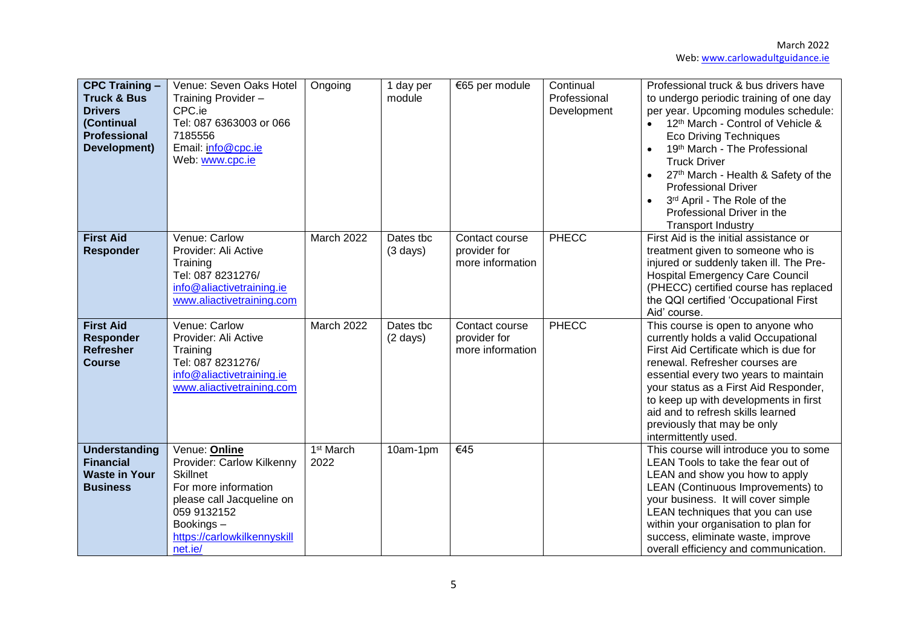| **CPC Training – Truck & Bus Drivers (Continual Professional Development)** | Venue: Seven Oaks Hotel<br>Training Provider – CPC.ie<br>Tel: 087 6363003 or 066 7185556<br>Email: info@cpc.ie<br>Web: www.cpc.ie | Ongoing | 1 day per module | €65 per module | Continual Professional Development | Professional truck & bus drivers have to undergo periodic training of one day per year. Upcoming modules schedule:<br>• 12th March - Control of Vehicle & Eco Driving Techniques<br>• 19th March - The Professional Truck Driver<br>• 27th March - Health & Safety of the Professional Driver<br>• 3rd April - The Role of the Professional Driver in the Transport Industry |
|---|---|---|---|---|---|---|
| **First Aid Responder** | Venue: Carlow<br>Provider: Ali Active Training<br>Tel: 087 8231276/<br>info@aliactivetraining.ie<br>www.aliactivetraining.com | March 2022 | Dates tbc (3 days) | Contact course provider for more information | PHECC | First Aid is the initial assistance or treatment given to someone who is injured or suddenly taken ill. The Pre-Hospital Emergency Care Council (PHECC) certified course has replaced the QQI certified 'Occupational First Aid' course. |
| **First Aid Responder Refresher Course** | Venue: Carlow<br>Provider: Ali Active Training<br>Tel: 087 8231276/<br>info@aliactivetraining.ie<br>www.aliactivetraining.com | March 2022 | Dates tbc (2 days) | Contact course provider for more information | PHECC | This course is open to anyone who currently holds a valid Occupational First Aid Certificate which is due for renewal. Refresher courses are essential every two years to maintain your status as a First Aid Responder, to keep up with developments in first aid and to refresh skills learned previously that may be only intermittently used. |
| **Understanding Financial Waste in Your Business** | Venue: **Online**<br>Provider: Carlow Kilkenny Skillnet<br>For more information please call Jacqueline on 059 9132152<br>Bookings – https://carlowkilkennyskillnet.ie/ | 1st March 2022 | 10am-1pm | €45 | | This course will introduce you to some LEAN Tools to take the fear out of LEAN and show you how to apply LEAN (Continuous Improvements) to your business. It will cover simple LEAN techniques that you can use within your organisation to plan for success, eliminate waste, improve overall efficiency and communication. |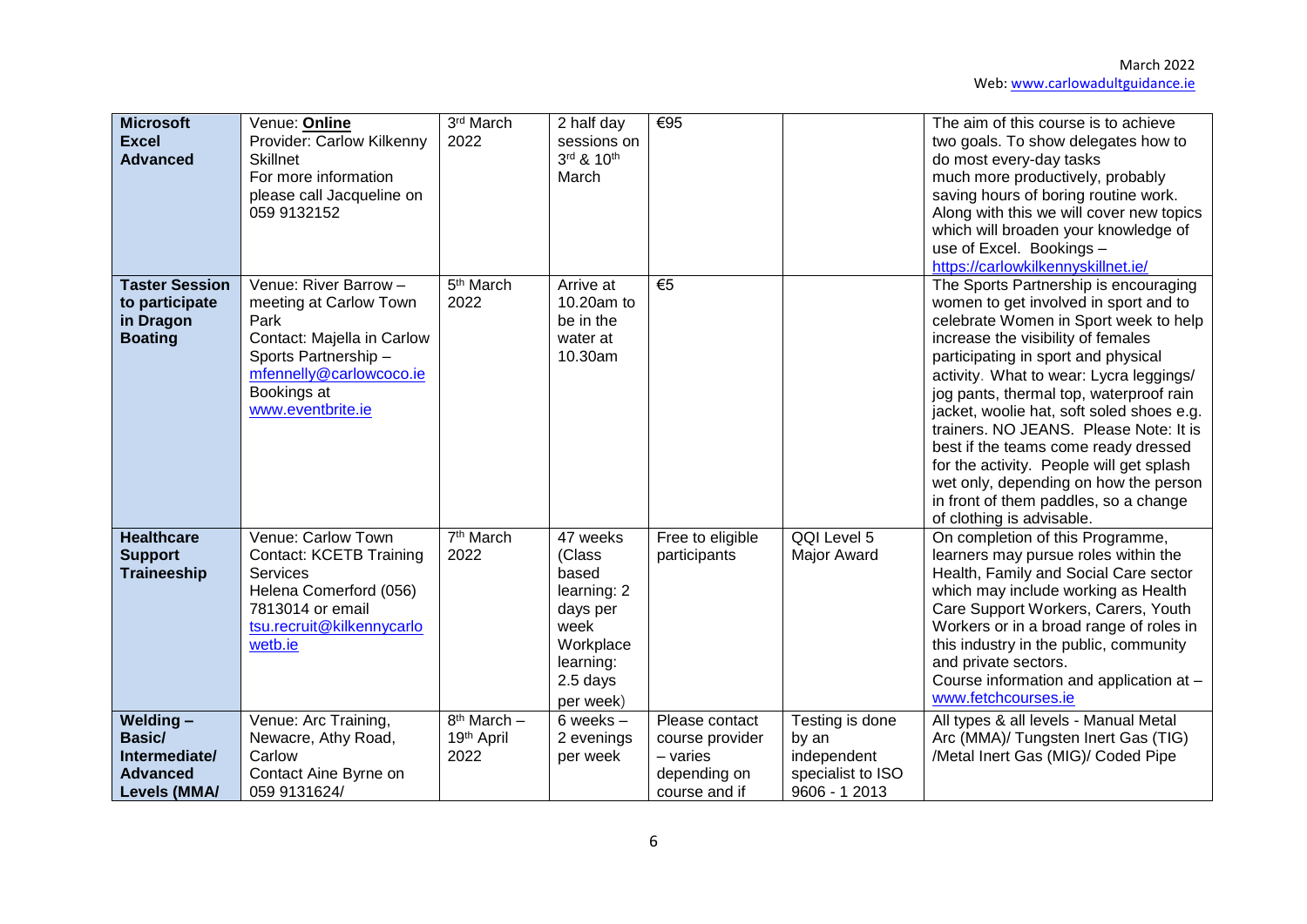| **Microsoft Excel Advanced** | Venue: **Online** Provider: Carlow Kilkenny Skillnet For more information please call Jacqueline on 059 9132152 | 3rd March 2022 | 2 half day sessions on 3rd & 10th March | €95 | | The aim of this course is to achieve two goals. To show delegates how to do most every-day tasks much more productively, probably saving hours of boring routine work. Along with this we will cover new topics which will broaden your knowledge of use of Excel. Bookings – https://carlowkilkennyskillnet.ie/ |
|---|---|---|---|---|---|---|
| **Taster Session to participate in Dragon Boating** | Venue: River Barrow – meeting at Carlow Town Park Contact: Majella in Carlow Sports Partnership – mfennelly@carlowcoco.ie Bookings at www.eventbrite.ie | 5th March 2022 | Arrive at 10.20am to be in the water at 10.30am | €5 | | The Sports Partnership is encouraging women to get involved in sport and to celebrate Women in Sport week to help increase the visibility of females participating in sport and physical activity. What to wear: Lycra leggings/ jog pants, thermal top, waterproof rain jacket, woolie hat, soft soled shoes e.g. trainers. NO JEANS. Please Note: It is best if the teams come ready dressed for the activity. People will get splash wet only, depending on how the person in front of them paddles, so a change of clothing is advisable. |
| **Healthcare Support Traineeship** | Venue: Carlow Town Contact: KCETB Training Services Helena Comerford (056) 7813014 or email tsu.recruit@kilkennycarlowetb.ie | 7th March 2022 | 47 weeks (Class based learning: 2 days per week Workplace learning: 2.5 days per week) | Free to eligible participants | QQI Level 5 Major Award | On completion of this Programme, learners may pursue roles within the Health, Family and Social Care sector which may include working as Health Care Support Workers, Carers, Youth Workers or in a broad range of roles in this industry in the public, community and private sectors. Course information and application at – www.fetchcourses.ie |
| **Welding – Basic/ Intermediate/ Advanced Levels (MMA/** | Venue: Arc Training, Newacre, Athy Road, Carlow Contact Aine Byrne on 059 9131624/ | 8th March – 19th April 2022 | 6 weeks – 2 evenings per week | Please contact course provider – varies depending on course and if | Testing is done by an independent specialist to ISO 9606 - 1 2013 | All types & all levels - Manual Metal Arc (MMA)/ Tungsten Inert Gas (TIG) /Metal Inert Gas (MIG)/ Coded Pipe |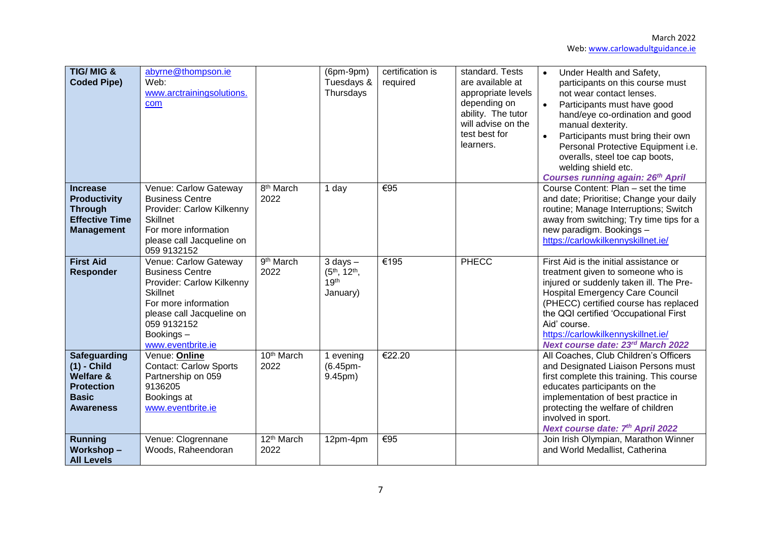| TIG/ MIG & Coded Pipe) | abyrne@thompson.ie Web: www.arctrainingsolutions.com | | (6pm-9pm) Tuesdays & Thursdays | certification is required | standard. Tests are available at appropriate levels depending on ability. The tutor will advise on the test best for learners. | • Under Health and Safety, participants on this course must not wear contact lenses. • Participants must have good hand/eye co-ordination and good manual dexterity. • Participants must bring their own Personal Protective Equipment i.e. overalls, steel toe cap boots, welding shield etc. ***Courses running again: 26th April*** |
|---|---|---|---|---|---|---|
| **Increase Productivity Through Effective Time Management** | Venue: Carlow Gateway Business Centre Provider: Carlow Kilkenny Skillnet For more information please call Jacqueline on 059 9132152 | 8th March 2022 | 1 day | €95 | | Course Content: Plan – set the time and date; Prioritise; Change your daily routine; Manage Interruptions; Switch away from switching; Try time tips for a new paradigm. Bookings – https://carlowkilkennyskillnet.ie/ |
| **First Aid Responder** | Venue: Carlow Gateway Business Centre Provider: Carlow Kilkenny Skillnet For more information please call Jacqueline on 059 9132152 Bookings – www.eventbrite.ie | 9th March 2022 | 3 days – (5th, 12th, 19th January) | €195 | PHECC | First Aid is the initial assistance or treatment given to someone who is injured or suddenly taken ill. The Pre-Hospital Emergency Care Council (PHECC) certified course has replaced the QQI certified 'Occupational First Aid' course. https://carlowkilkennyskillnet.ie/ ***Next course date: 23rd March 2022*** |
| **Safeguarding (1) - Child Welfare & Protection Basic Awareness** | Venue: **Online** Contact: Carlow Sports Partnership on 059 9136205 Bookings at www.eventbrite.ie | 10th March 2022 | 1 evening (6.45pm-9.45pm) | €22.20 | | All Coaches, Club Children's Officers and Designated Liaison Persons must first complete this training. This course educates participants on the implementation of best practice in protecting the welfare of children involved in sport. ***Next course date: 7th April 2022*** |
| **Running Workshop – All Levels** | Venue: Clogrennane Woods, Raheendoran | 12th March 2022 | 12pm-4pm | €95 | | Join Irish Olympian, Marathon Winner and World Medallist, Catherina |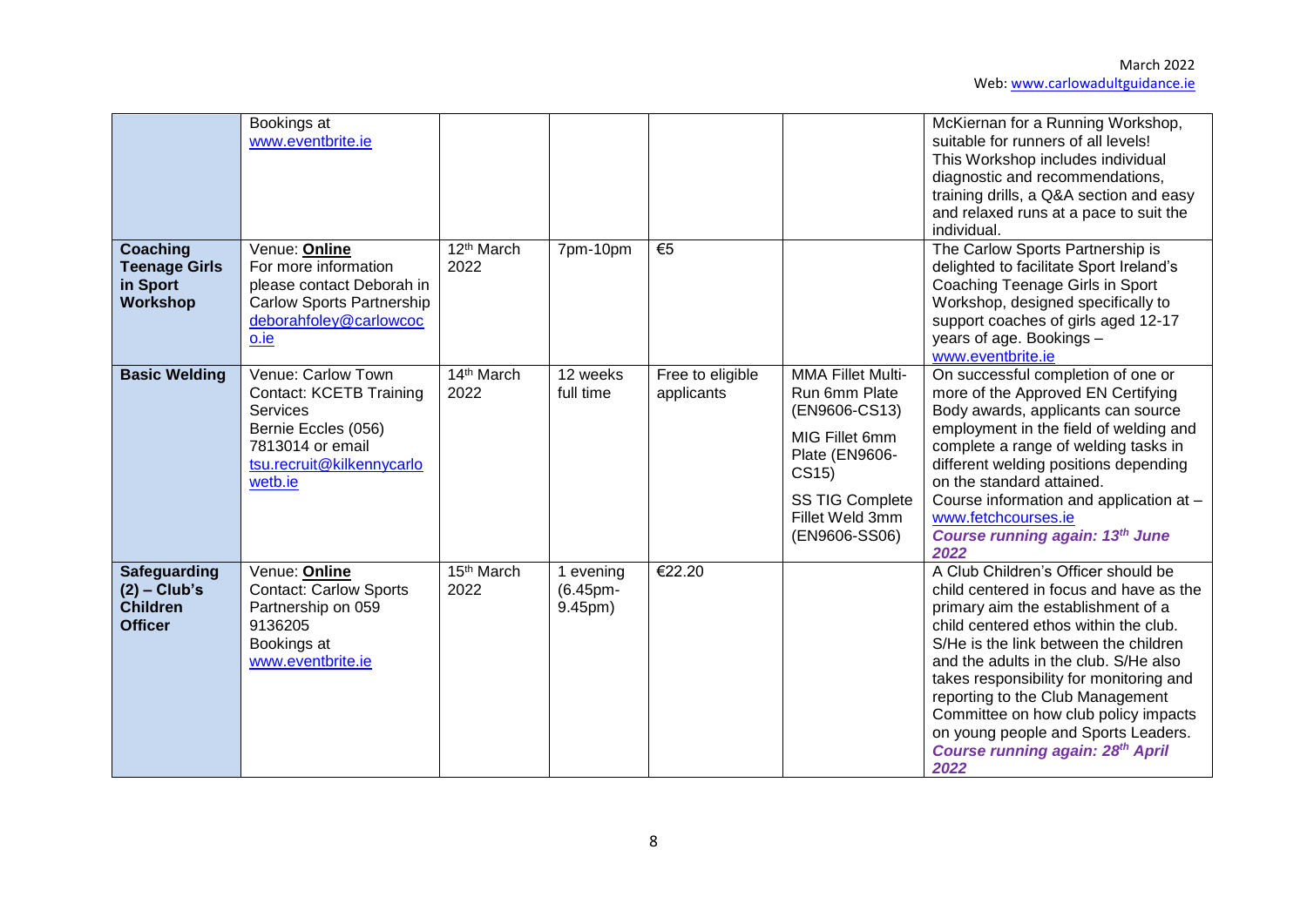| | | | | | | |
|---|---|---|---|---|---|---|
| | Bookings at www.eventbrite.ie | | | | | McKiernan for a Running Workshop, suitable for runners of all levels! This Workshop includes individual diagnostic and recommendations, training drills, a Q&A section and easy and relaxed runs at a pace to suit the individual. |
| **Coaching Teenage Girls in Sport Workshop** | Venue: **Online** For more information please contact Deborah in Carlow Sports Partnership deborahfoley@carlowcoco.ie | 12th March 2022 | 7pm-10pm | €5 | | The Carlow Sports Partnership is delighted to facilitate Sport Ireland's Coaching Teenage Girls in Sport Workshop, designed specifically to support coaches of girls aged 12-17 years of age. Bookings – www.eventbrite.ie |
| **Basic Welding** | Venue: Carlow Town Contact: KCETB Training Services Bernie Eccles (056) 7813014 or email tsu.recruit@kilkennycarlowetb.ie | 14th March 2022 | 12 weeks full time | Free to eligible applicants | MMA Fillet Multi-Run 6mm Plate (EN9606-CS13) MIG Fillet 6mm Plate (EN9606-CS15) SS TIG Complete Fillet Weld 3mm (EN9606-SS06) | On successful completion of one or more of the Approved EN Certifying Body awards, applicants can source employment in the field of welding and complete a range of welding tasks in different welding positions depending on the standard attained. Course information and application at – www.fetchcourses.ie ***Course running again: 13th June 2022*** |
| **Safeguarding (2) – Club's Children Officer** | Venue: **Online** Contact: Carlow Sports Partnership on 059 9136205 Bookings at www.eventbrite.ie | 15th March 2022 | 1 evening (6.45pm-9.45pm) | €22.20 | | A Club Children's Officer should be child centered in focus and have as the primary aim the establishment of a child centered ethos within the club. S/He is the link between the children and the adults in the club. S/He also takes responsibility for monitoring and reporting to the Club Management Committee on how club policy impacts on young people and Sports Leaders. ***Course running again: 28th April 2022*** |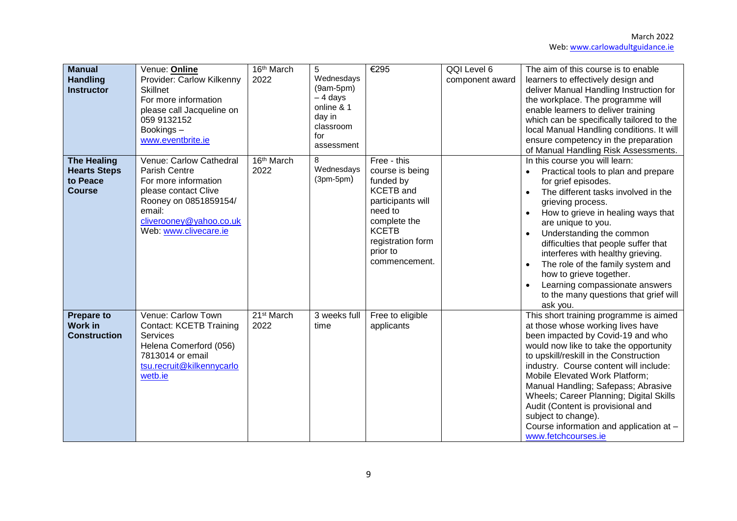| **Manual Handling Instructor** | Venue: **Online**<br>Provider: Carlow Kilkenny Skillnet<br>For more information please call Jacqueline on 059 9132152<br>Bookings – www.eventbrite.ie | 16th March 2022 | 5 Wednesdays (9am-5pm) – 4 days online & 1 day in classroom for assessment | €295 | QQI Level 6 component award | The aim of this course is to enable learners to effectively design and deliver Manual Handling Instruction for the workplace. The programme will enable learners to deliver training which can be specifically tailored to the local Manual Handling conditions. It will ensure competency in the preparation of Manual Handling Risk Assessments. |
|---|---|---|---|---|---|---|
| **The Healing Hearts Steps to Peace Course** | Venue: Carlow Cathedral Parish Centre<br>For more information please contact Clive Rooney on 0851859154/ email: cliverooney@yahoo.co.uk<br>Web: www.clivecare.ie | 16th March 2022 | 8 Wednesdays (3pm-5pm) | Free - this course is being funded by KCETB and participants will need to complete the KCETB registration form prior to commencement. | | In this course you will learn:<br>• Practical tools to plan and prepare for grief episodes.<br>• The different tasks involved in the grieving process.<br>• How to grieve in healing ways that are unique to you.<br>• Understanding the common difficulties that people suffer that interferes with healthy grieving.<br>• The role of the family system and how to grieve together.<br>• Learning compassionate answers to the many questions that grief will ask you. |
| **Prepare to Work in Construction** | Venue: Carlow Town<br>Contact: KCETB Training Services<br>Helena Comerford (056) 7813014 or email tsu.recruit@kilkennycarlowetb.ie | 21st March 2022 | 3 weeks full time | Free to eligible applicants | | This short training programme is aimed at those whose working lives have been impacted by Covid-19 and who would now like to take the opportunity to upskill/reskill in the Construction industry. Course content will include: Mobile Elevated Work Platform; Manual Handling; Safepass; Abrasive Wheels; Career Planning; Digital Skills Audit (Content is provisional and subject to change).<br>Course information and application at – www.fetchcourses.ie |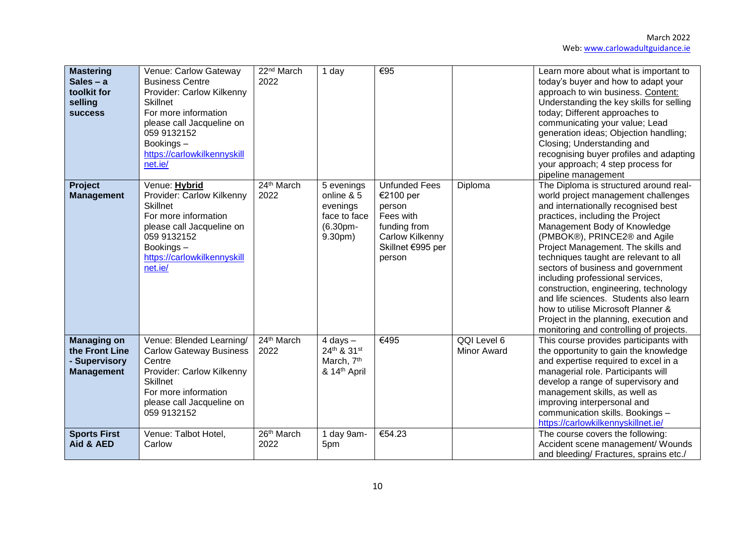| **Mastering Sales – a toolkit for selling success** | Venue: Carlow Gateway Business Centre Provider: Carlow Kilkenny Skillnet For more information please call Jacqueline on 059 9132152 Bookings – https://carlowkilkennyskillnet.ie/ | 22nd March 2022 | 1 day | €95 | | Learn more about what is important to today's buyer and how to adapt your approach to win business. Content: Understanding the key skills for selling today; Different approaches to communicating your value; Lead generation ideas; Objection handling; Closing; Understanding and recognising buyer profiles and adapting your approach; 4 step process for pipeline management |
|---|---|---|---|---|---|---|
| **Project Management** | Venue: **Hybrid** Provider: Carlow Kilkenny Skillnet For more information please call Jacqueline on 059 9132152 Bookings – https://carlowkilkennyskillnet.ie/ | 24th March 2022 | 5 evenings online & 5 evenings face to face (6.30pm-9.30pm) | Unfunded Fees €2100 per person Fees with funding from Carlow Kilkenny Skillnet €995 per person | Diploma | The Diploma is structured around real-world project management challenges and internationally recognised best practices, including the Project Management Body of Knowledge (PMBOK®), PRINCE2® and Agile Project Management. The skills and techniques taught are relevant to all sectors of business and government including professional services, construction, engineering, technology and life sciences. Students also learn how to utilise Microsoft Planner & Project in the planning, execution and monitoring and controlling of projects. |
| **Managing on the Front Line - Supervisory Management** | Venue: Blended Learning/ Carlow Gateway Business Centre Provider: Carlow Kilkenny Skillnet For more information please call Jacqueline on 059 9132152 | 24th March 2022 | 4 days – 24th & 31st March, 7th & 14th April | €495 | QQI Level 6 Minor Award | This course provides participants with the opportunity to gain the knowledge and expertise required to excel in a managerial role. Participants will develop a range of supervisory and management skills, as well as improving interpersonal and communication skills. Bookings – https://carlowkilkennyskillnet.ie/ |
| **Sports First Aid & AED** | Venue: Talbot Hotel, Carlow | 26th March 2022 | 1 day 9am-5pm | €54.23 | | The course covers the following: Accident scene management/ Wounds and bleeding/ Fractures, sprains etc./ |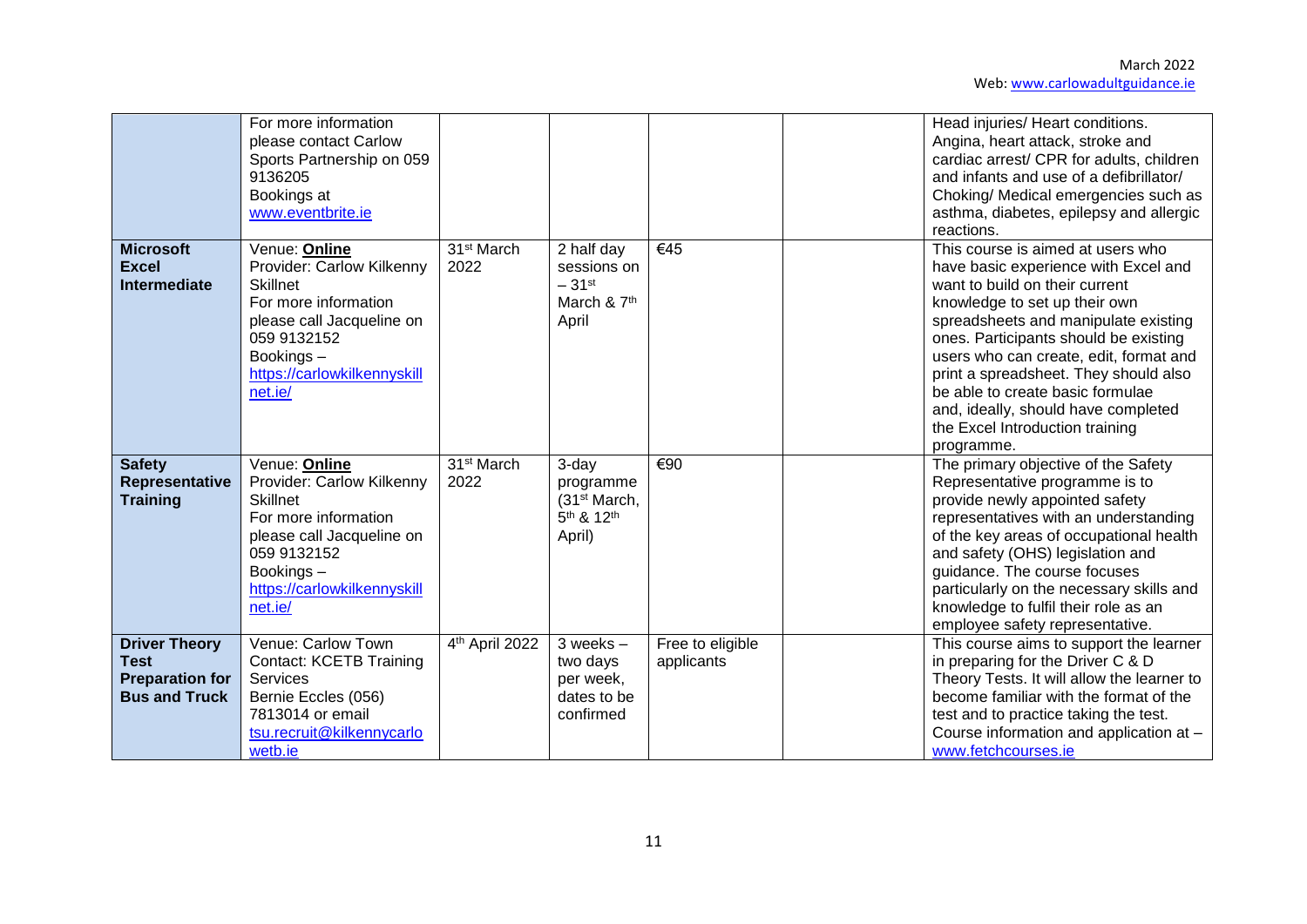|  |  |  |  |  |  |  |
|---|---|---|---|---|---|---|
|  | For more information please contact Carlow Sports Partnership on 059 9136205 Bookings at www.eventbrite.ie |  |  |  |  | Head injuries/ Heart conditions. Angina, heart attack, stroke and cardiac arrest/ CPR for adults, children and infants and use of a defibrillator/ Choking/ Medical emergencies such as asthma, diabetes, epilepsy and allergic reactions. |
| **Microsoft Excel Intermediate** | Venue: **Online** Provider: Carlow Kilkenny Skillnet For more information please call Jacqueline on 059 9132152 Bookings – https://carlowkilkennyskillnet.ie/ | 31st March 2022 | 2 half day sessions on – 31st March & 7th April | €45 |  | This course is aimed at users who have basic experience with Excel and want to build on their current knowledge to set up their own spreadsheets and manipulate existing ones. Participants should be existing users who can create, edit, format and print a spreadsheet. They should also be able to create basic formulae and, ideally, should have completed the Excel Introduction training programme. |
| **Safety Representative Training** | Venue: **Online** Provider: Carlow Kilkenny Skillnet For more information please call Jacqueline on 059 9132152 Bookings – https://carlowkilkennyskillnet.ie/ | 31st March 2022 | 3-day programme (31st March, 5th & 12th April) | €90 |  | The primary objective of the Safety Representative programme is to provide newly appointed safety representatives with an understanding of the key areas of occupational health and safety (OHS) legislation and guidance. The course focuses particularly on the necessary skills and knowledge to fulfil their role as an employee safety representative. |
| **Driver Theory Test Preparation for Bus and Truck** | Venue: Carlow Town Contact: KCETB Training Services Bernie Eccles (056) 7813014 or email tsu.recruit@kilkennycarlowetb.ie | 4th April 2022 | 3 weeks – two days per week, dates to be confirmed | Free to eligible applicants |  | This course aims to support the learner in preparing for the Driver C & D Theory Tests. It will allow the learner to become familiar with the format of the test and to practice taking the test. Course information and application at – www.fetchcourses.ie |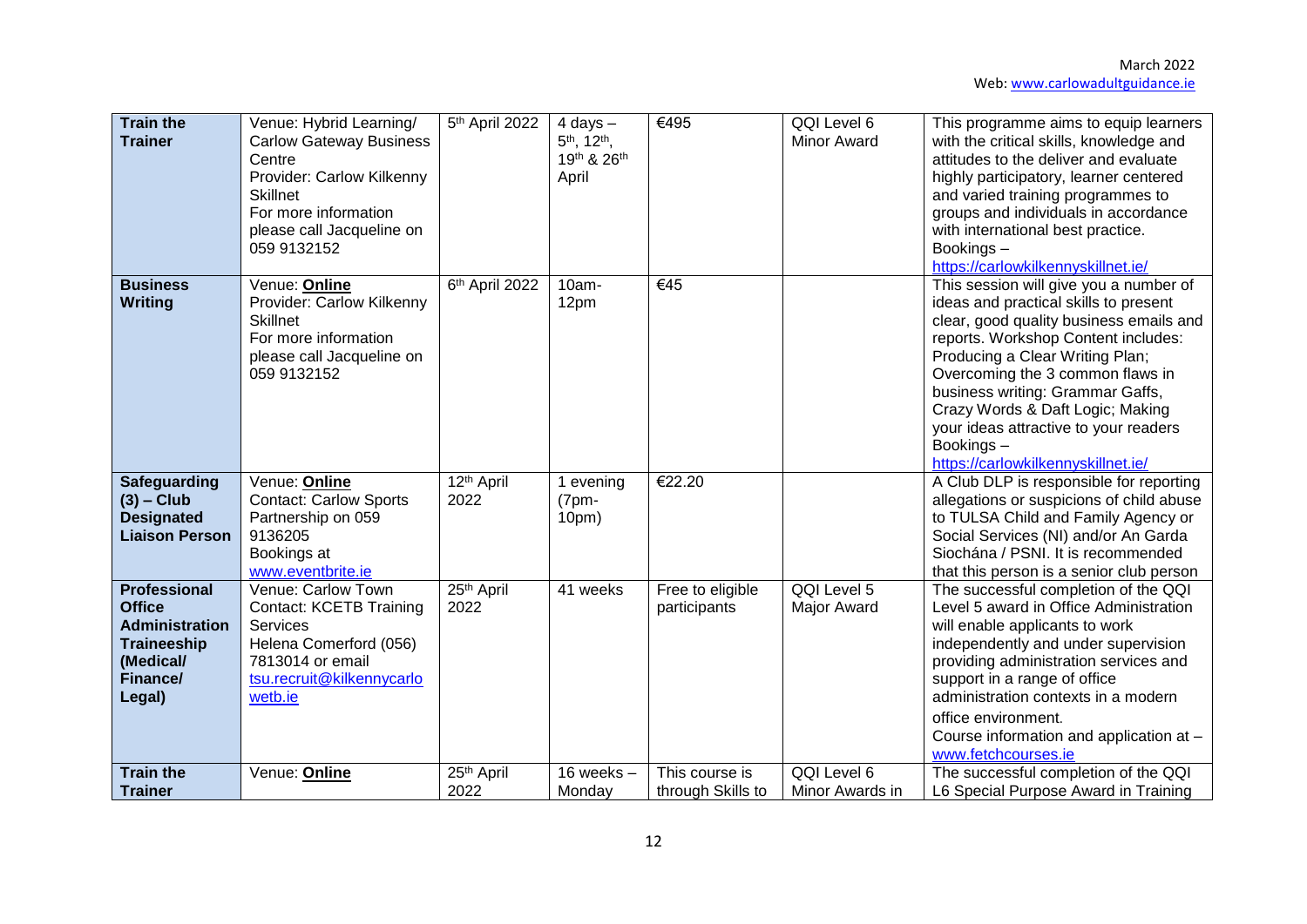| **Train the Trainer** | Venue: Hybrid Learning/ Carlow Gateway Business Centre Provider: Carlow Kilkenny Skillnet For more information please call Jacqueline on 059 9132152 | 5th April 2022 | 4 days – 5th, 12th, 19th & 26th April | €495 | QQI Level 6 Minor Award | This programme aims to equip learners with the critical skills, knowledge and attitudes to the deliver and evaluate highly participatory, learner centered and varied training programmes to groups and individuals in accordance with international best practice. Bookings – https://carlowkilkennyskillnet.ie/ |
|---|---|---|---|---|---|---|
| **Business Writing** | Venue: **Online** Provider: Carlow Kilkenny Skillnet For more information please call Jacqueline on 059 9132152 | 6th April 2022 | 10am-12pm | €45 | | This session will give you a number of ideas and practical skills to present clear, good quality business emails and reports. Workshop Content includes: Producing a Clear Writing Plan; Overcoming the 3 common flaws in business writing: Grammar Gaffs, Crazy Words & Daft Logic; Making your ideas attractive to your readers Bookings – https://carlowkilkennyskillnet.ie/ |
| **Safeguarding (3) – Club Designated Liaison Person** | Venue: **Online** Contact: Carlow Sports Partnership on 059 9136205 Bookings at www.eventbrite.ie | 12th April 2022 | 1 evening (7pm-10pm) | €22.20 | | A Club DLP is responsible for reporting allegations or suspicions of child abuse to TULSA Child and Family Agency or Social Services (NI) and/or An Garda Siochána / PSNI. It is recommended that this person is a senior club person |
| **Professional Office Administration Traineeship (Medical/ Finance/ Legal)** | Venue: Carlow Town Contact: KCETB Training Services Helena Comerford (056) 7813014 or email tsu.recruit@kilkennycarlowetb.ie | 25th April 2022 | 41 weeks | Free to eligible participants | QQI Level 5 Major Award | The successful completion of the QQI Level 5 award in Office Administration will enable applicants to work independently and under supervision providing administration services and support in a range of office administration contexts in a modern office environment. Course information and application at – www.fetchcourses.ie |
| **Train the Trainer** | Venue: **Online** | 25th April 2022 | 16 weeks – Monday | This course is through Skills to | QQI Level 6 Minor Awards in | The successful completion of the QQI L6 Special Purpose Award in Training |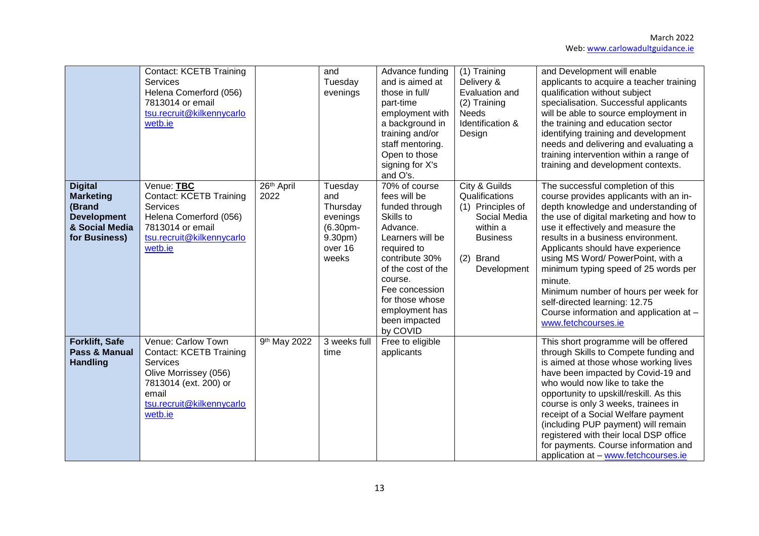| | | | | | | |
|---|---|---|---|---|---|---|
| | Contact: KCETB Training Services Helena Comerford (056) 7813014 or email tsu.recruit@kilkennycarlowetb.ie | | and Tuesday evenings | Advance funding and is aimed at those in full/ part-time employment with a background in training and/or staff mentoring. Open to those signing for X's and O's. | (1) Training Delivery & Evaluation and (2) Training Needs Identification & Design | and Development will enable applicants to acquire a teacher training qualification without subject specialisation. Successful applicants will be able to source employment in the training and education sector identifying training and development needs and delivering and evaluating a training intervention within a range of training and development contexts. |
| **Digital Marketing (Brand Development & Social Media for Business)** | Venue: **TBC** Contact: KCETB Training Services Helena Comerford (056) 7813014 or email tsu.recruit@kilkennycarlowetb.ie | 26th April 2022 | Tuesday and Thursday evenings (6.30pm-9.30pm) over 16 weeks | 70% of course fees will be funded through Skills to Advance. Learners will be required to contribute 30% of the cost of the course. Fee concession for those whose employment has been impacted by COVID | City & Guilds Qualifications (1) Principles of Social Media within a Business (2) Brand Development | The successful completion of this course provides applicants with an in-depth knowledge and understanding of the use of digital marketing and how to use it effectively and measure the results in a business environment. Applicants should have experience using MS Word/ PowerPoint, with a minimum typing speed of 25 words per minute. Minimum number of hours per week for self-directed learning: 12.75 Course information and application at – www.fetchcourses.ie |
| **Forklift, Safe Pass & Manual Handling** | Venue: Carlow Town Contact: KCETB Training Services Olive Morrissey (056) 7813014 (ext. 200) or email tsu.recruit@kilkennycarlowetb.ie | 9th May 2022 | 3 weeks full time | Free to eligible applicants | | This short programme will be offered through Skills to Compete funding and is aimed at those whose working lives have been impacted by Covid-19 and who would now like to take the opportunity to upskill/reskill. As this course is only 3 weeks, trainees in receipt of a Social Welfare payment (including PUP payment) will remain registered with their local DSP office for payments. Course information and application at – www.fetchcourses.ie |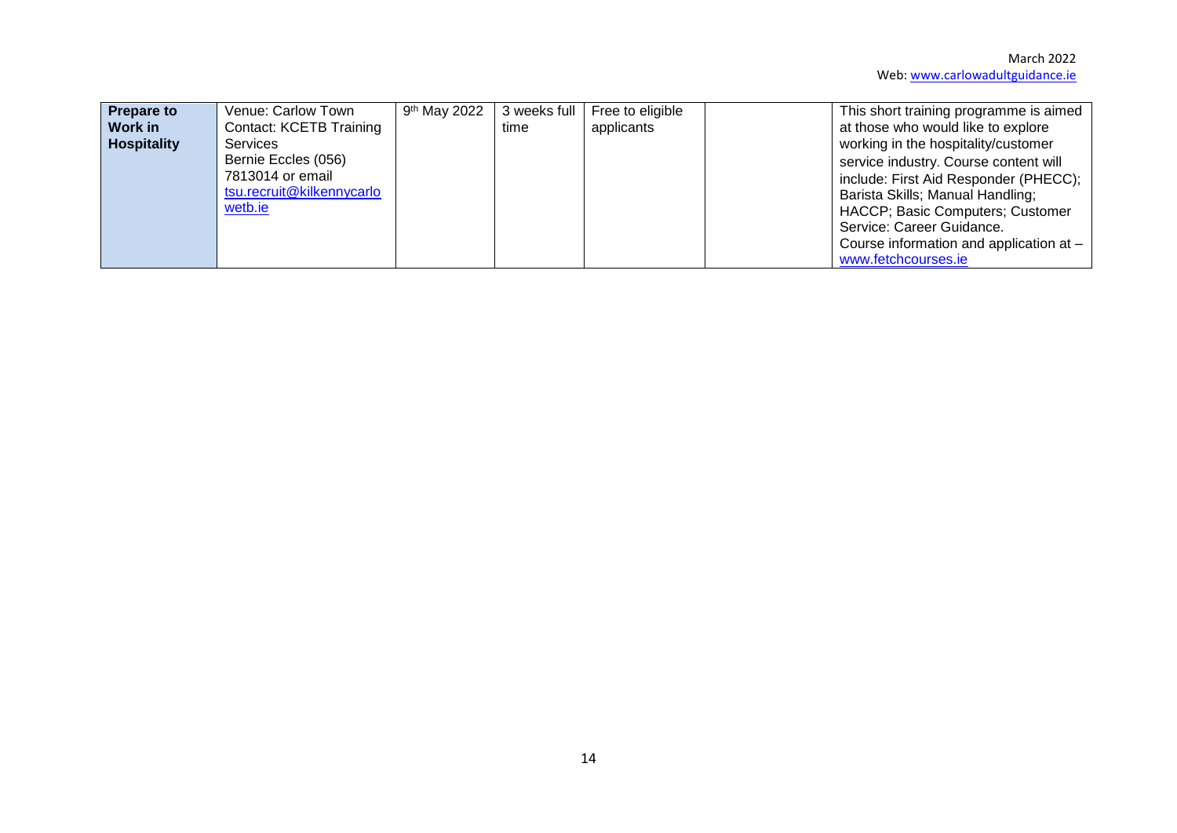| | | | | | | |
|---|---|---|---|---|---|---|
| **Prepare to Work in Hospitality** | Venue: Carlow Town<br>Contact: KCETB Training Services<br>Bernie Eccles (056) 7813014 or email tsu.recruit@kilkennycarlowetb.ie | 9th May 2022 | 3 weeks full time | Free to eligible applicants | | This short training programme is aimed at those who would like to explore working in the hospitality/customer service industry. Course content will include: First Aid Responder (PHECC); Barista Skills; Manual Handling; HACCP; Basic Computers; Customer Service: Career Guidance.<br>Course information and application at – www.fetchcourses.ie |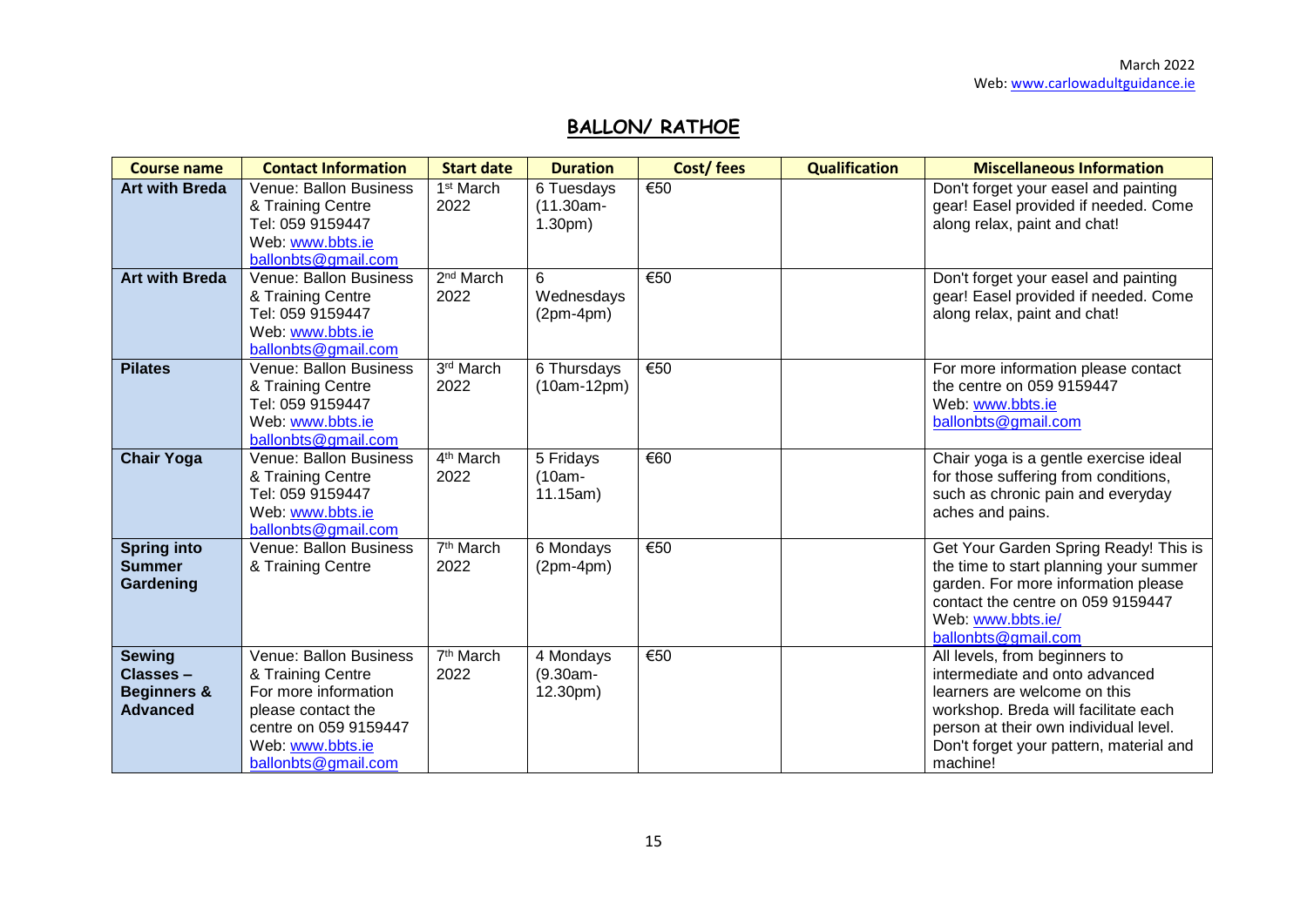March 2022
Web: www.carlowadultguidance.ie

# BALLON/ RATHOE

| Course name | Contact Information | Start date | Duration | Cost/ fees | Qualification | Miscellaneous Information |
|---|---|---|---|---|---|---|
| **Art with Breda** | Venue: Ballon Business & Training Centre Tel: 059 9159447 Web: www.bbts.ie ballonbts@gmail.com | 1st March 2022 | 6 Tuesdays (11.30am-1.30pm) | €50 | | Don't forget your easel and painting gear! Easel provided if needed. Come along relax, paint and chat! |
| **Art with Breda** | Venue: Ballon Business & Training Centre Tel: 059 9159447 Web: www.bbts.ie ballonbts@gmail.com | 2nd March 2022 | 6 Wednesdays (2pm-4pm) | €50 | | Don't forget your easel and painting gear! Easel provided if needed. Come along relax, paint and chat! |
| **Pilates** | Venue: Ballon Business & Training Centre Tel: 059 9159447 Web: www.bbts.ie ballonbts@gmail.com | 3rd March 2022 | 6 Thursdays (10am-12pm) | €50 | | For more information please contact the centre on 059 9159447 Web: www.bbts.ie ballonbts@gmail.com |
| **Chair Yoga** | Venue: Ballon Business & Training Centre Tel: 059 9159447 Web: www.bbts.ie ballonbts@gmail.com | 4th March 2022 | 5 Fridays (10am-11.15am) | €60 | | Chair yoga is a gentle exercise ideal for those suffering from conditions, such as chronic pain and everyday aches and pains. |
| **Spring into Summer Gardening** | Venue: Ballon Business & Training Centre | 7th March 2022 | 6 Mondays (2pm-4pm) | €50 | | Get Your Garden Spring Ready! This is the time to start planning your summer garden. For more information please contact the centre on 059 9159447 Web: www.bbts.ie/ ballonbts@gmail.com |
| **Sewing Classes – Beginners & Advanced** | Venue: Ballon Business & Training Centre For more information please contact the centre on 059 9159447 Web: www.bbts.ie ballonbts@gmail.com | 7th March 2022 | 4 Mondays (9.30am-12.30pm) | €50 | | All levels, from beginners to intermediate and onto advanced learners are welcome on this workshop. Breda will facilitate each person at their own individual level. Don't forget your pattern, material and machine! |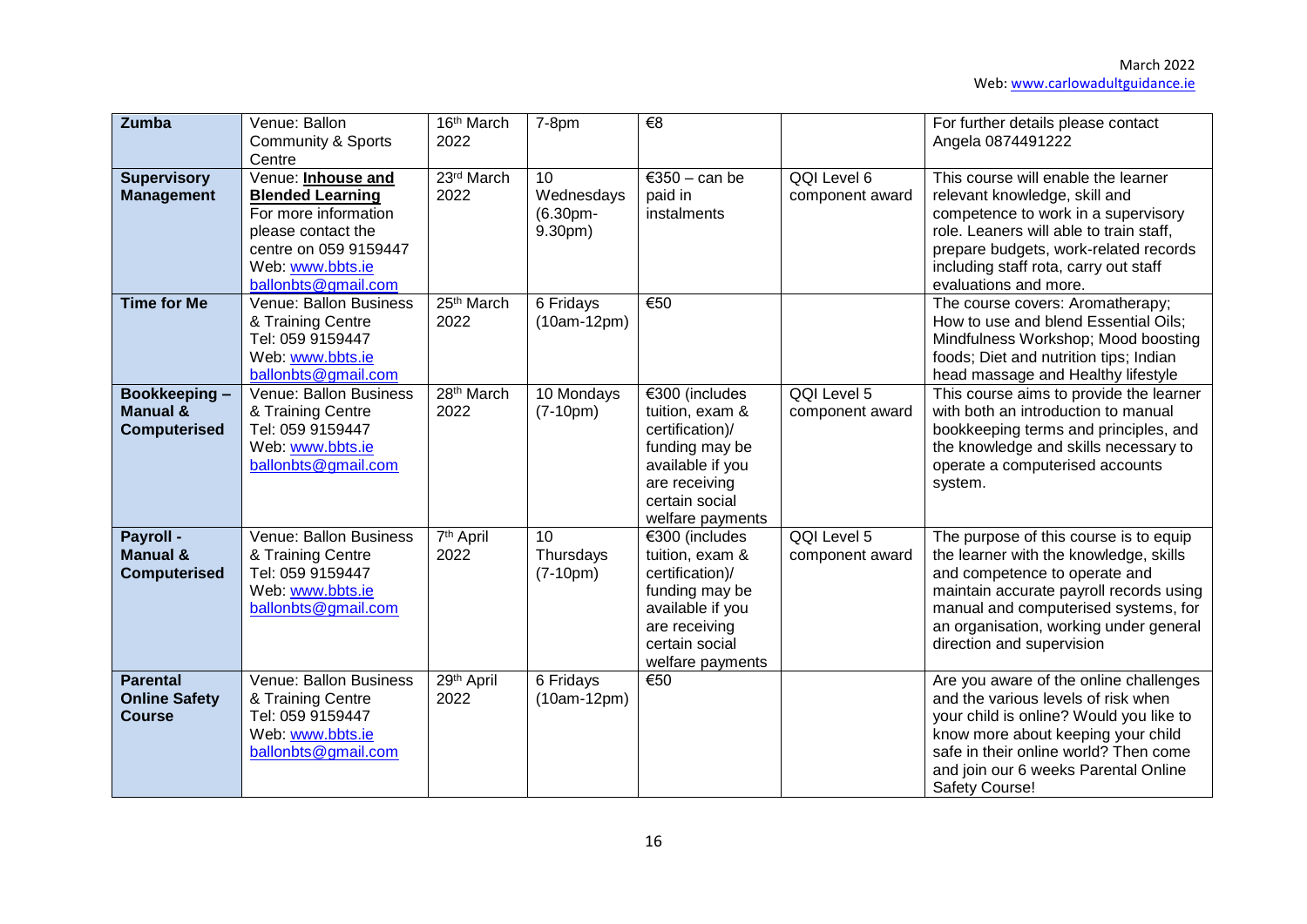| **Zumba** | Venue: Ballon Community & Sports Centre | 16th March 2022 | 7-8pm | €8 | | For further details please contact Angela 0874491222 |
|---|---|---|---|---|---|---|
| **Supervisory Management** | Venue: **Inhouse and Blended Learning** For more information please contact the centre on 059 9159447 Web: www.bbts.ie ballonbts@gmail.com | 23rd March 2022 | 10 Wednesdays (6.30pm-9.30pm) | €350 – can be paid in instalments | QQI Level 6 component award | This course will enable the learner relevant knowledge, skill and competence to work in a supervisory role. Leaners will able to train staff, prepare budgets, work-related records including staff rota, carry out staff evaluations and more. |
| **Time for Me** | Venue: Ballon Business & Training Centre Tel: 059 9159447 Web: www.bbts.ie ballonbts@gmail.com | 25th March 2022 | 6 Fridays (10am-12pm) | €50 | | The course covers: Aromatherapy; How to use and blend Essential Oils; Mindfulness Workshop; Mood boosting foods; Diet and nutrition tips; Indian head massage and Healthy lifestyle |
| **Bookkeeping – Manual & Computerised** | Venue: Ballon Business & Training Centre Tel: 059 9159447 Web: www.bbts.ie ballonbts@gmail.com | 28th March 2022 | 10 Mondays (7-10pm) | €300 (includes tuition, exam & certification)/ funding may be available if you are receiving certain social welfare payments | QQI Level 5 component award | This course aims to provide the learner with both an introduction to manual bookkeeping terms and principles, and the knowledge and skills necessary to operate a computerised accounts system. |
| **Payroll - Manual & Computerised** | Venue: Ballon Business & Training Centre Tel: 059 9159447 Web: www.bbts.ie ballonbts@gmail.com | 7th April 2022 | 10 Thursdays (7-10pm) | €300 (includes tuition, exam & certification)/ funding may be available if you are receiving certain social welfare payments | QQI Level 5 component award | The purpose of this course is to equip the learner with the knowledge, skills and competence to operate and maintain accurate payroll records using manual and computerised systems, for an organisation, working under general direction and supervision |
| **Parental Online Safety Course** | Venue: Ballon Business & Training Centre Tel: 059 9159447 Web: www.bbts.ie ballonbts@gmail.com | 29th April 2022 | 6 Fridays (10am-12pm) | €50 | | Are you aware of the online challenges and the various levels of risk when your child is online? Would you like to know more about keeping your child safe in their online world? Then come and join our 6 weeks Parental Online Safety Course! |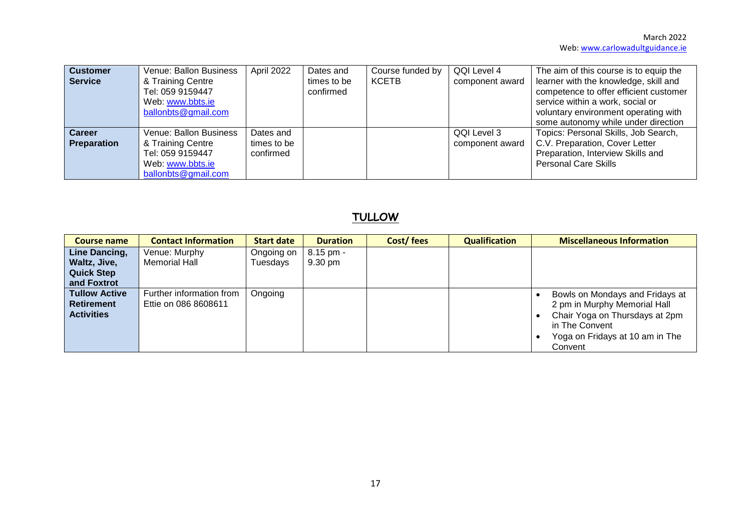| Customer Service | Venue: Ballon Business & Training Centre<br>Tel: 059 9159447<br>Web: www.bbts.ie<br>ballonbts@gmail.com | April 2022 | Dates and times to be confirmed | Course funded by KCETB | QQI Level 4 component award | The aim of this course is to equip the learner with the knowledge, skill and competence to offer efficient customer service within a work, social or voluntary environment operating with some autonomy while under direction |
|---|---|---|---|---|---|---|
| **Career Preparation** | Venue: Ballon Business & Training Centre<br>Tel: 059 9159447<br>Web: www.bbts.ie<br>ballonbts@gmail.com | Dates and times to be confirmed | | | QQI Level 3 component award | Topics: Personal Skills, Job Search, C.V. Preparation, Cover Letter Preparation, Interview Skills and Personal Care Skills |

## TULLOW

| Course name | Contact Information | Start date | Duration | Cost/ fees | Qualification | Miscellaneous Information |
|---|---|---|---|---|---|---|
| **Line Dancing, Waltz, Jive, Quick Step and Foxtrot** | Venue: Murphy Memorial Hall | Ongoing on Tuesdays | 8.15 pm - 9.30 pm | | | |
| **Tullow Active Retirement Activities** | Further information from Ettie on 086 8608611 | Ongoing | | | | • Bowls on Mondays and Fridays at 2 pm in Murphy Memorial Hall<br>• Chair Yoga on Thursdays at 2pm in The Convent<br>• Yoga on Fridays at 10 am in The Convent |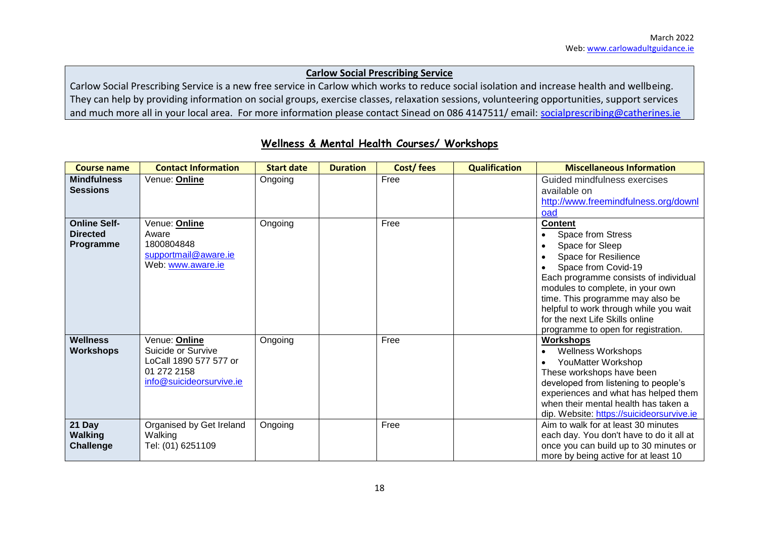**Carlow Social Prescribing Service**

Carlow Social Prescribing Service is a new free service in Carlow which works to reduce social isolation and increase health and wellbeing. They can help by providing information on social groups, exercise classes, relaxation sessions, volunteering opportunities, support services and much more all in your local area. For more information please contact Sinead on 086 4147511/ email: socialprescribing@catherines.ie

## Wellness & Mental Health Courses/ Workshops

| Course name | Contact Information | Start date | Duration | Cost/ fees | Qualification | Miscellaneous Information |
|---|---|---|---|---|---|---|
| **Mindfulness Sessions** | Venue: **Online** | Ongoing | | Free | | Guided mindfulness exercises available on http://www.freemindfulness.org/download |
| **Online Self-Directed Programme** | Venue: **Online**<br>Aware<br>1800804848<br>supportmail@aware.ie<br>Web: www.aware.ie | Ongoing | | Free | | **Content**<br>• Space from Stress<br>• Space for Sleep<br>• Space for Resilience<br>• Space from Covid-19<br>Each programme consists of individual modules to complete, in your own time. This programme may also be helpful to work through while you wait for the next Life Skills online programme to open for registration. |
| **Wellness Workshops** | Venue: **Online**<br>Suicide or Survive<br>LoCall 1890 577 577 or 01 272 2158<br>info@suicideorsurvive.ie | Ongoing | | Free | | **Workshops**<br>• Wellness Workshops<br>• YouMatter Workshop<br>These workshops have been developed from listening to people's experiences and what has helped them when their mental health has taken a dip. Website: https://suicideorsurvive.ie |
| **21 Day Walking Challenge** | Organised by Get Ireland Walking<br>Tel: (01) 6251109 | Ongoing | | Free | | Aim to walk for at least 30 minutes each day. You don't have to do it all at once you can build up to 30 minutes or more by being active for at least 10 |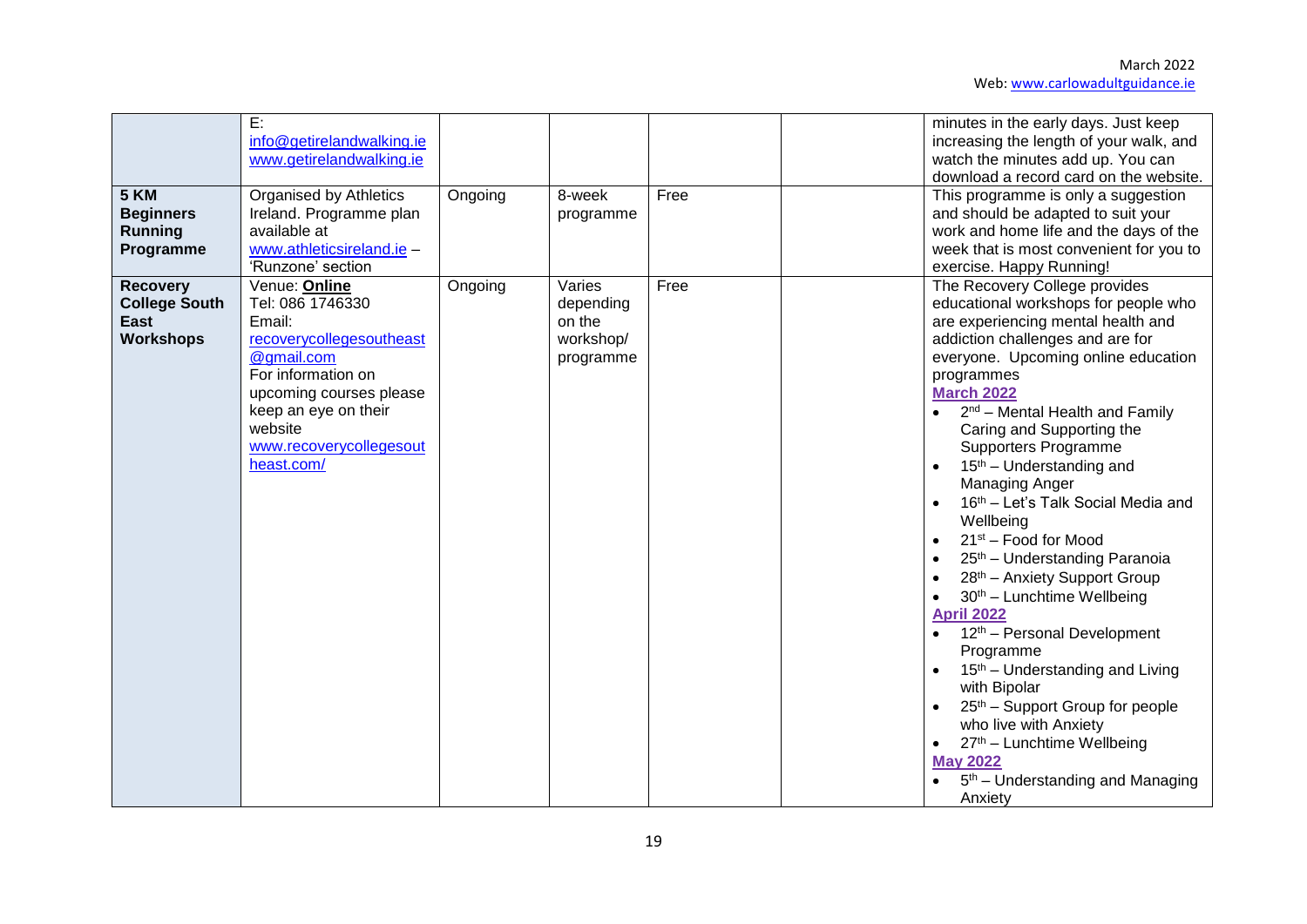| | | | | | | |
|---|---|---|---|---|---|---|
| | E: info@getirelandwalking.ie www.getirelandwalking.ie | | | | | minutes in the early days. Just keep increasing the length of your walk, and watch the minutes add up. You can download a record card on the website. |
| **5 KM Beginners Running Programme** | Organised by Athletics Ireland. Programme plan available at www.athleticsireland.ie – 'Runzone' section | Ongoing | 8-week programme | Free | | This programme is only a suggestion and should be adapted to suit your work and home life and the days of the week that is most convenient for you to exercise. Happy Running! |
| **Recovery College South East Workshops** | Venue: **Online** Tel: 086 1746330 Email: recoverycollegesoutheast@gmail.com For information on upcoming courses please keep an eye on their website www.recoverycollegesoutheast.com/ | Ongoing | Varies depending on the workshop/ programme | Free | | The Recovery College provides educational workshops for people who are experiencing mental health and addiction challenges and are for everyone. Upcoming online education programmes **March 2022** • 2nd – Mental Health and Family Caring and Supporting the Supporters Programme • 15th – Understanding and Managing Anger • 16th – Let's Talk Social Media and Wellbeing • 21st – Food for Mood • 25th – Understanding Paranoia • 28th – Anxiety Support Group • 30th – Lunchtime Wellbeing **April 2022** • 12th – Personal Development Programme • 15th – Understanding and Living with Bipolar • 25th – Support Group for people who live with Anxiety • 27th – Lunchtime Wellbeing **May 2022** • 5th – Understanding and Managing Anxiety |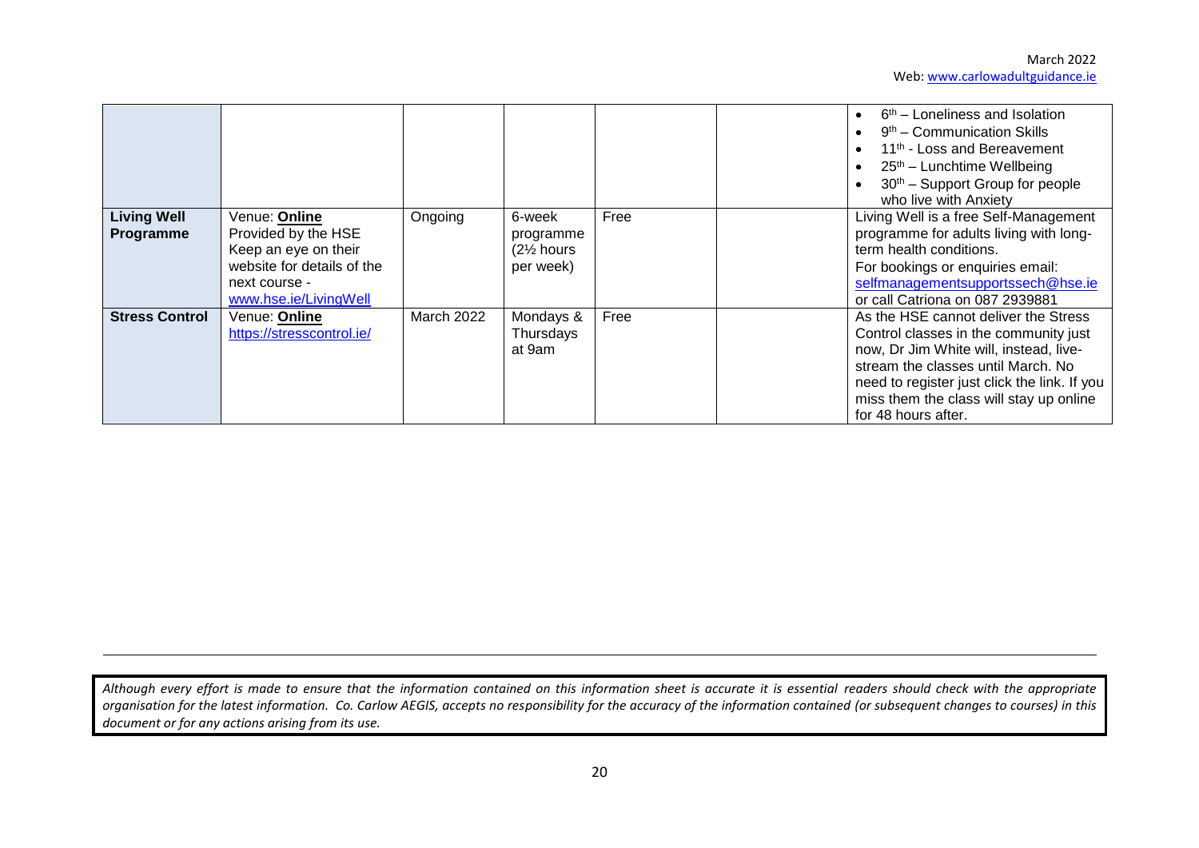| | | | | | | |
|---|---|---|---|---|---|---|
| | | | | | | • 6th – Loneliness and Isolation<br>• 9th – Communication Skills<br>• 11th - Loss and Bereavement<br>• 25th – Lunchtime Wellbeing<br>• 30th – Support Group for people who live with Anxiety |
| **Living Well Programme** | Venue: **Online**<br>Provided by the HSE<br>Keep an eye on their website for details of the next course - www.hse.ie/LivingWell | Ongoing | 6-week programme (2½ hours per week) | Free | | Living Well is a free Self-Management programme for adults living with long-term health conditions.<br>For bookings or enquiries email: selfmanagementsupportssech@hse.ie or call Catriona on 087 2939881 |
| **Stress Control** | Venue: **Online**<br>https://stresscontrol.ie/ | March 2022 | Mondays & Thursdays at 9am | Free | | As the HSE cannot deliver the Stress Control classes in the community just now, Dr Jim White will, instead, live-stream the classes until March. No need to register just click the link. If you miss them the class will stay up online for 48 hours after. |

*Although every effort is made to ensure that the information contained on this information sheet is accurate it is essential readers should check with the appropriate organisation for the latest information. Co. Carlow AEGIS, accepts no responsibility for the accuracy of the information contained (or subsequent changes to courses) in this document or for any actions arising from its use.*